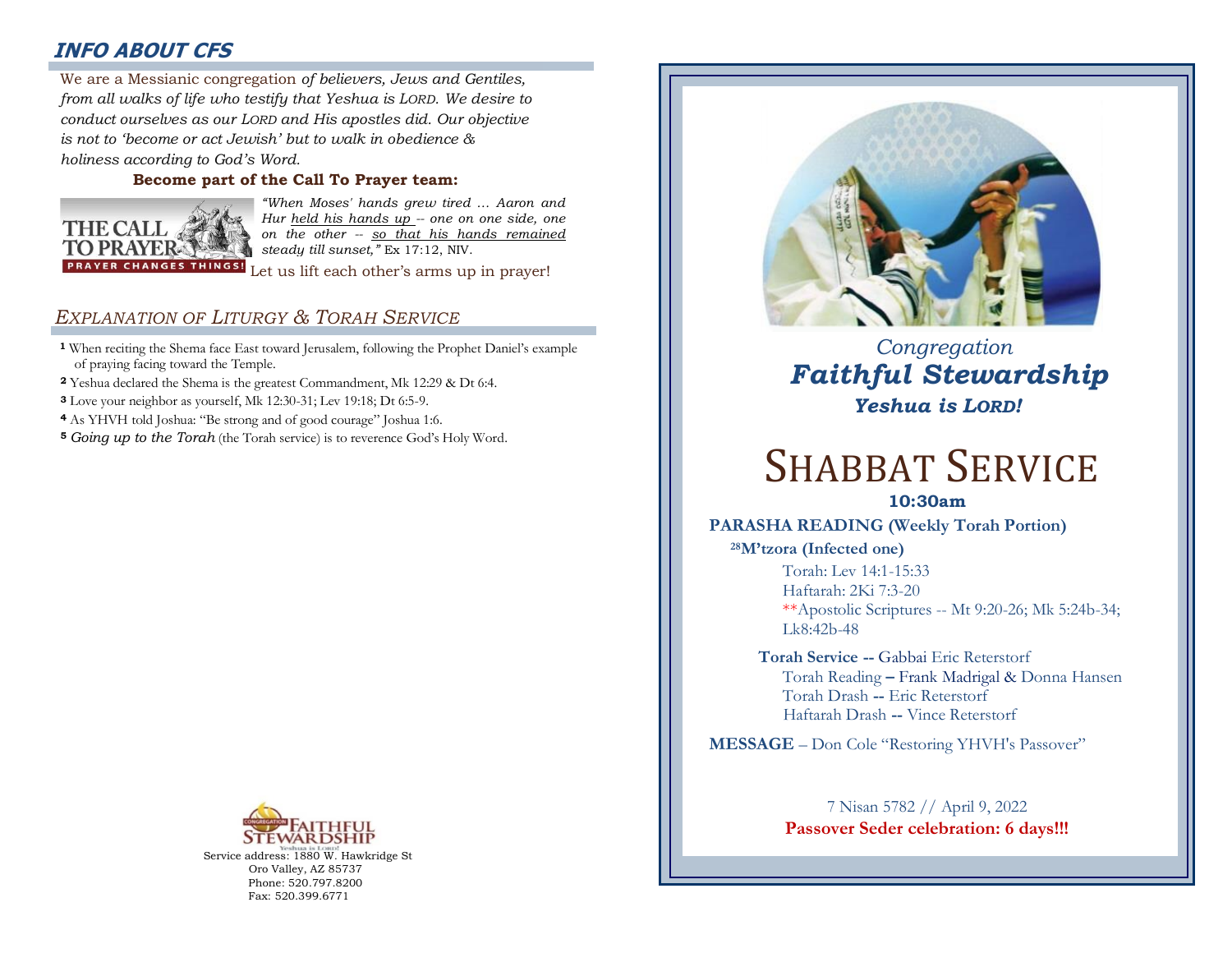## INFO ABOUT CFS

We are a Messianic congregation *of believers, Jews and Gentiles, from all walks of life who testify that Yeshua is LORD. We desire to conduct ourselves as our LORD and His apostles did. Our objective is not to 'become or act Jewish' but to walk in obedience & holiness according to God's Word.*

**Become part of the Call To Prayer team:**

THE CALL TO PRAYER — PRAYER CHANGES THINGS!

*"When Moses' hands grew tired … Aaron and Hur held his hands up -- one on one side, one on the other -- so that his hands remained steady till sunset,"* Ex 17:12, NIV.

Let us lift each other's arms up in prayer!

## *EXPLANATION OF LITURGY & TORAH SERVICE*

**1** When reciting the Shema face East toward Jerusalem, following the Prophet Daniel's example of praying facing toward the Temple.

**2** Yeshua declared the Shema is the greatest Commandment, Mk 12:29 & Dt 6:4.

**3** Love your neighbor as yourself, Mk 12:30-31; Lev 19:18; Dt 6:5-9.

**4** As YHVH told Joshua: "Be strong and of good courage" Joshua 1:6.

**5** *Going up to the Torah* (the Torah service) is to reverence God's Holy Word.

Congregation Faithful Stewardship — Yeshua is Lord!

Service address: 1880 W. Hawkridge St
Oro Valley, AZ 85737
Phone: 520.797.8200
Fax: 520.399.6771

*Congregation*
***Faithful Stewardship***
***Yeshua is LORD!***

# SHABBAT SERVICE

**10:30am**

**PARASHA READING (Weekly Torah Portion)**

[28]**M'tzora (Infected one)**

Torah: Lev 14:1-15:33
Haftarah: 2Ki 7:3-20
**Apostolic Scriptures -- Mt 9:20-26; Mk 5:24b-34; Lk8:42b-48

**Torah Service --** Gabbai Eric Reterstorf
Torah Reading – Frank Madrigal & Donna Hansen
Torah Drash -- Eric Reterstorf
Haftarah Drash -- Vince Reterstorf

**MESSAGE** – Don Cole "Restoring YHVH's Passover"

7 Nisan 5782 // April 9, 2022

**Passover Seder celebration: 6 days!!!**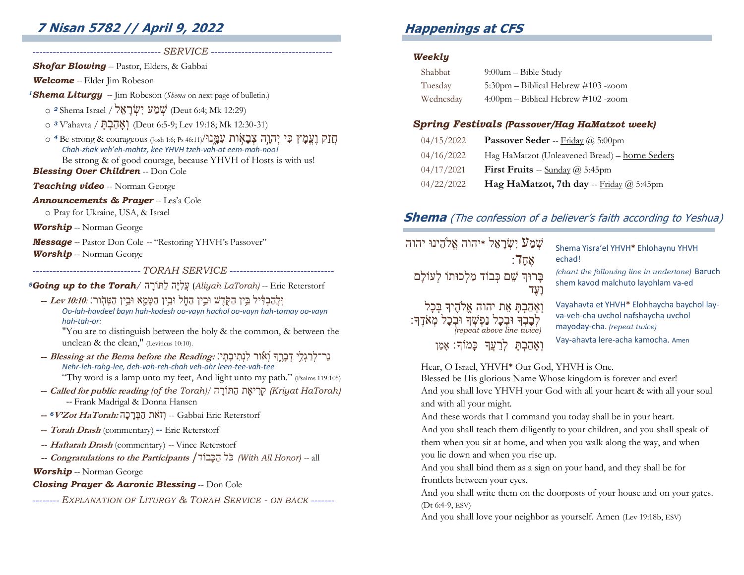# 7 Nisan 5782 // April 9, 2022

------------------------------------- SERVICE -----------------------------------

***Shofar Blowing*** -- Pastor, Elders, & Gabbai

***Welcome*** -- Elder Jim Robeson

[1]***Shema Liturgy*** -- Jim Robeson (*Shema* on next page of bulletin.)

- [2] Shema Israel / שְׁמַע יִשְׂרָאֵל (Deut 6:4; Mk 12:29)
- [3] V'ahavta / וְאָהַבְתָּ (Deut 6:5-9; Lev 19:18; Mk 12:30-31)
- [4] Be strong & courageous (Josh 1:6; Ps 46:11)/ חֲזַק וֶאֱמָץ כִּי יְהוָה צְבָאוֹת עִמָּנוּ
  *Chah-zhak veh'eh-mahtz, kee YHVH tzeh-vah-ot eem-mah-noo!*
  Be strong & of good courage, because YHVH of Hosts is with us!

***Blessing Over Children*** -- Don Cole

***Teaching video*** -- Norman George

***Announcements & Prayer*** -- Les'a Cole

- Pray for Ukraine, USA, & Israel

***Worship*** -- Norman George

***Message*** -- Pastor Don Cole -- "Restoring YHVH's Passover"

***Worship*** -- Norman George

------------------------------- TORAH SERVICE -------------------------------

[5]***Going up to the Torah***/ עֲלִיָּה לַתּוֹרָה (*Aliyah LaTorah*) -- Eric Reterstorf

-- ***Lev 10:10:*** וּלְהַבְדִּיל בֵּין הַקֹּדֶשׁ וּבֵין הַחֹל וּבֵין הַטָּמֵא וּבֵין הַטָּהוֹר׃
*Oo-lah-havdeel bayn hah-kodesh oo-vayn hachol oo-vayn hah-tamay oo-vayn hah-tah-or:*
"You are to distinguish between the holy & the common, & between the unclean & the clean," (Leviticus 10:10).

-- ***Blessing at the Bema before the Reading:*** נֵר־לְרַגְלִי דְבָרֶךָ וְאוֹר לִנְתִיבָתִי׃
*Nehr-leh-rahg-lee, deh-vah-reh-chah veh-ohr leen-tee-vah-tee*
"Thy word is a lamp unto my feet, And light unto my path." (Psalms 119:105)

-- ***Called for public reading (of the Torah)***/ קְרִיאַת הַתּוֹרָה *(Kriyat HaTorah)*
-- Frank Madrigal & Donna Hansen

-- [6]***V'Zot HaTorah:*** וְזֹאת הַבְּרָכָה -- Gabbai Eric Reterstorf

-- ***Torah Drash*** (commentary) -- Eric Reterstorf

-- ***Haftarah Drash*** (commentary) -- Vince Reterstorf

-- ***Congratulations to the Participants*** / כֹּל הַכָּבוֹד *(With All Honor)* -- all

***Worship*** -- Norman George

***Closing Prayer & Aaronic Blessing*** -- Don Cole

-------- *EXPLANATION OF LITURGY & TORAH SERVICE - ON BACK* -------

# Happenings at CFS

### *Weekly*

| | |
|---|---|
| Shabbat | 9:00am – Bible Study |
| Tuesday | 5:30pm – Biblical Hebrew #103 -zoom |
| Wednesday | 4:00pm – Biblical Hebrew #102 -zoom |

### *Spring Festivals (Passover/Hag HaMatzot week)*

| | |
|---|---|
| 04/15/2022 | **Passover Seder** -- Friday @ 5:00pm |
| 04/16/2022 | Hag HaMatzot (Unleavened Bread) – home Seders |
| 04/17/2021 | **First Fruits** -- Sunday @ 5:45pm |
| 04/22/2022 | **Hag HaMatzot, 7th day** -- Friday @ 5:45pm |

## Shema *(The confession of a believer's faith according to Yeshua)*

שְׁמַע יִשְׂרָאֵל *יהוה אֱלֹהֵינוּ יהוה אֶחָד׃

Shema Yisra'el YHVH* Ehlohaynu YHVH echad!

בָּרוּךְ שֵׁם כְּבוֹד מַלְכוּתוֹ לְעוֹלָם וָעֶד

*(chant the following line in undertone)* Baruch shem kavod malchuto layohlam va-ed

וְאָהַבְתָּ אֵת יהוה אֱלֹהֶיךָ בְּכָל לְבָבְךָ וּבְכָל נַפְשְׁךָ וּבְכָל מְאֹדֶךָ׃
*(repeat above line twice)*

Vayahavta et YHVH* Elohhaycha baychol lay-va-veh-cha uvchol nafshaycha uvchol mayoday-cha. *(repeat twice)*

וְאָהַבְתָּ לְרֵעֲךָ כָּמוֹךָ: אָמֵן

Vay-ahavta lere-acha kamocha. Amen

Hear, O Israel, YHVH* Our God, YHVH is One.
Blessed be His glorious Name Whose kingdom is forever and ever!
And you shall love YHVH your God with all your heart & with all your soul and with all your might.
And these words that I command you today shall be in your heart.
And you shall teach them diligently to your children, and you shall speak of them when you sit at home, and when you walk along the way, and when you lie down and when you rise up.
And you shall bind them as a sign on your hand, and they shall be for frontlets between your eyes.
And you shall write them on the doorposts of your house and on your gates. (Dt 6:4-9, ESV)
And you shall love your neighbor as yourself. Amen (Lev 19:18b, ESV)